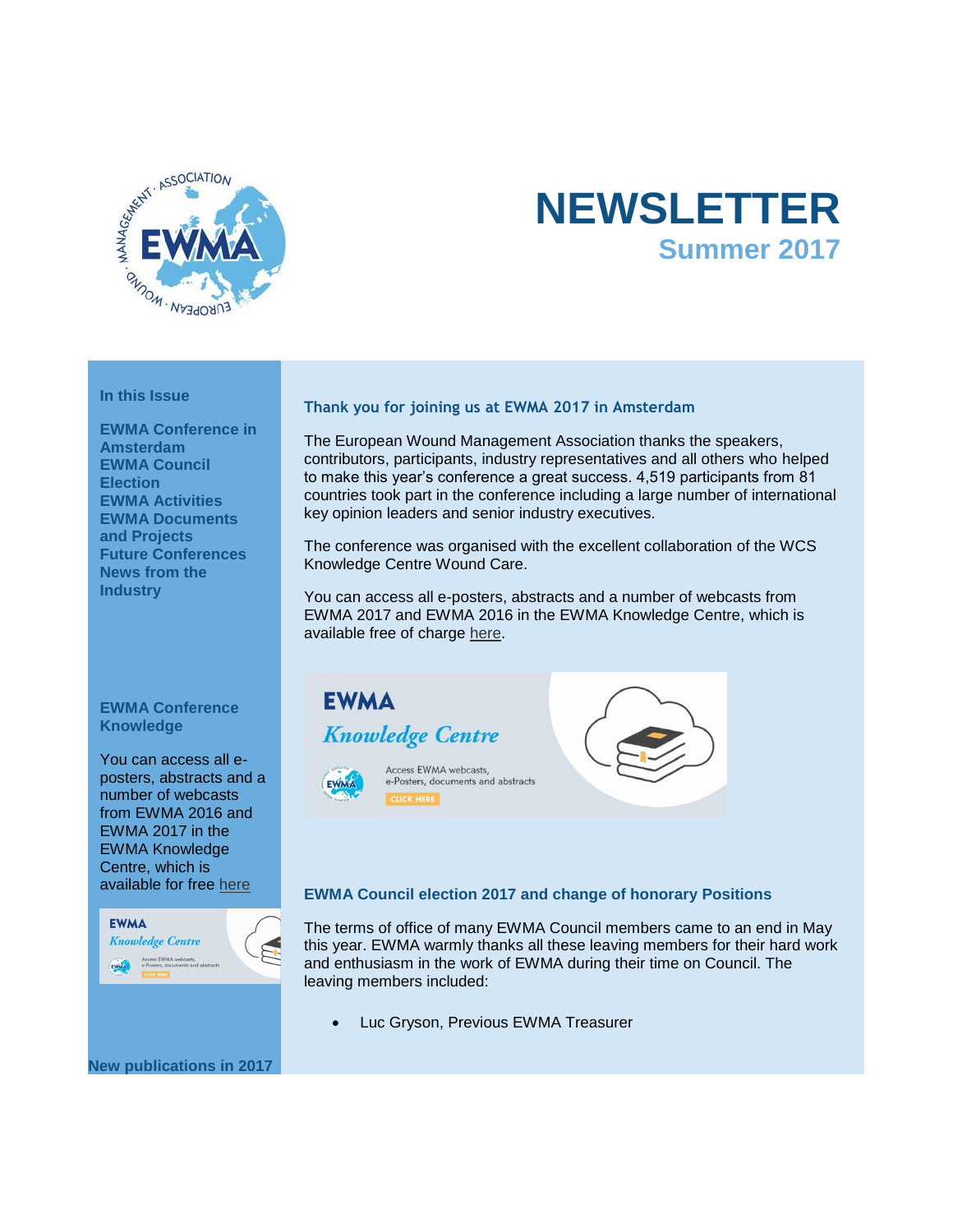# NEWSLETTER

## Summer 2017

**In this Issue**

**EWMA Conference in Amsterdam**
**EWMA Council Election**
**EWMA Activities**
**EWMA Documents and Projects**
**Future Conferences**
**News from the Industry**

### Thank you for joining us at EWMA 2017 in Amsterdam

The European Wound Management Association thanks the speakers, contributors, participants, industry representatives and all others who helped to make this year's conference a great success. 4,519 participants from 81 countries took part in the conference including a large number of international key opinion leaders and senior industry executives.

The conference was organised with the excellent collaboration of the WCS Knowledge Centre Wound Care.

You can access all e-posters, abstracts and a number of webcasts from EWMA 2017 and EWMA 2016 in the EWMA Knowledge Centre, which is available free of charge here.

EWMA
*Knowledge Centre*
Access EWMA webcasts, e-Posters, documents and abstracts
CLICK HERE

**EWMA Conference Knowledge**

You can access all e-posters, abstracts and a number of webcasts from EWMA 2016 and EWMA 2017 in the EWMA Knowledge Centre, which is available for free here

EWMA
*Knowledge Centre*
Access EWMA webcasts, e-Posters, documents and abstracts
CLICK HERE

### EWMA Council election 2017 and change of honorary Positions

The terms of office of many EWMA Council members came to an end in May this year. EWMA warmly thanks all these leaving members for their hard work and enthusiasm in the work of EWMA during their time on Council. The leaving members included:

- Luc Gryson, Previous EWMA Treasurer

**New publications in 2017**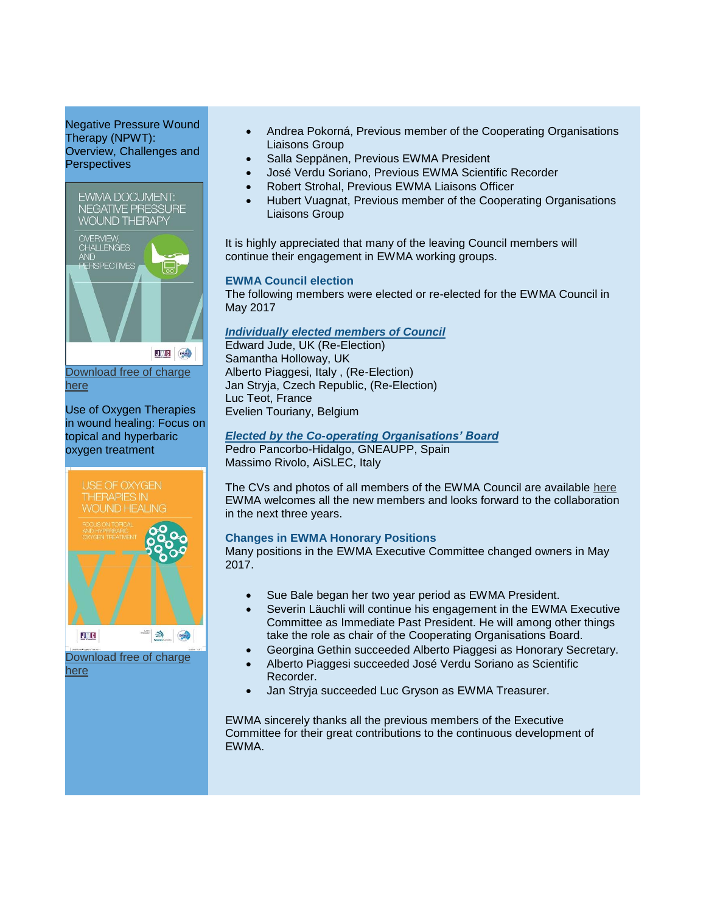Negative Pressure Wound Therapy (NPWT): Overview, Challenges and Perspectives

Download free of charge here

Use of Oxygen Therapies in wound healing: Focus on topical and hyperbaric oxygen treatment

Download free of charge here

- Andrea Pokorná, Previous member of the Cooperating Organisations Liaisons Group
- Salla Seppänen, Previous EWMA President
- José Verdu Soriano, Previous EWMA Scientific Recorder
- Robert Strohal, Previous EWMA Liaisons Officer
- Hubert Vuagnat, Previous member of the Cooperating Organisations Liaisons Group

It is highly appreciated that many of the leaving Council members will continue their engagement in EWMA working groups.

### EWMA Council election

The following members were elected or re-elected for the EWMA Council in May 2017

***Individually elected members of Council***

Edward Jude, UK (Re-Election)
Samantha Holloway, UK
Alberto Piaggesi, Italy , (Re-Election)
Jan Stryja, Czech Republic, (Re-Election)
Luc Teot, France
Evelien Touriany, Belgium

***Elected by the Co-operating Organisations' Board***

Pedro Pancorbo-Hidalgo, GNEAUPP, Spain
Massimo Rivolo, AiSLEC, Italy

The CVs and photos of all members of the EWMA Council are available here
EWMA welcomes all the new members and looks forward to the collaboration in the next three years.

### Changes in EWMA Honorary Positions

Many positions in the EWMA Executive Committee changed owners in May 2017.

- Sue Bale began her two year period as EWMA President.
- Severin Läuchli will continue his engagement in the EWMA Executive Committee as Immediate Past President. He will among other things take the role as chair of the Cooperating Organisations Board.
- Georgina Gethin succeeded Alberto Piaggesi as Honorary Secretary.
- Alberto Piaggesi succeeded José Verdu Soriano as Scientific Recorder.
- Jan Stryja succeeded Luc Gryson as EWMA Treasurer.

EWMA sincerely thanks all the previous members of the Executive Committee for their great contributions to the continuous development of EWMA.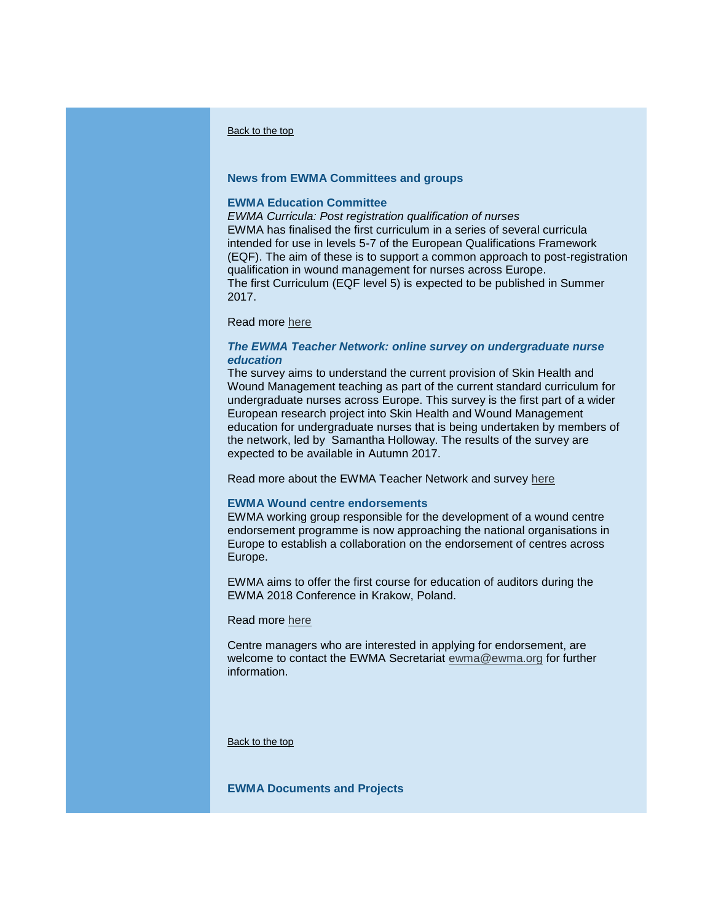Back to the top

## News from EWMA Committees and groups

### EWMA Education Committee

*EWMA Curricula: Post registration qualification of nurses*

EWMA has finalised the first curriculum in a series of several curricula intended for use in levels 5-7 of the European Qualifications Framework (EQF). The aim of these is to support a common approach to post-registration qualification in wound management for nurses across Europe.
The first Curriculum (EQF level 5) is expected to be published in Summer 2017.

Read more here

***The EWMA Teacher Network: online survey on undergraduate nurse education***

The survey aims to understand the current provision of Skin Health and Wound Management teaching as part of the current standard curriculum for undergraduate nurses across Europe. This survey is the first part of a wider European research project into Skin Health and Wound Management education for undergraduate nurses that is being undertaken by members of the network, led by Samantha Holloway. The results of the survey are expected to be available in Autumn 2017.

Read more about the EWMA Teacher Network and survey here

### EWMA Wound centre endorsements

EWMA working group responsible for the development of a wound centre endorsement programme is now approaching the national organisations in Europe to establish a collaboration on the endorsement of centres across Europe.

EWMA aims to offer the first course for education of auditors during the EWMA 2018 Conference in Krakow, Poland.

Read more here

Centre managers who are interested in applying for endorsement, are welcome to contact the EWMA Secretariat ewma@ewma.org for further information.

Back to the top

## EWMA Documents and Projects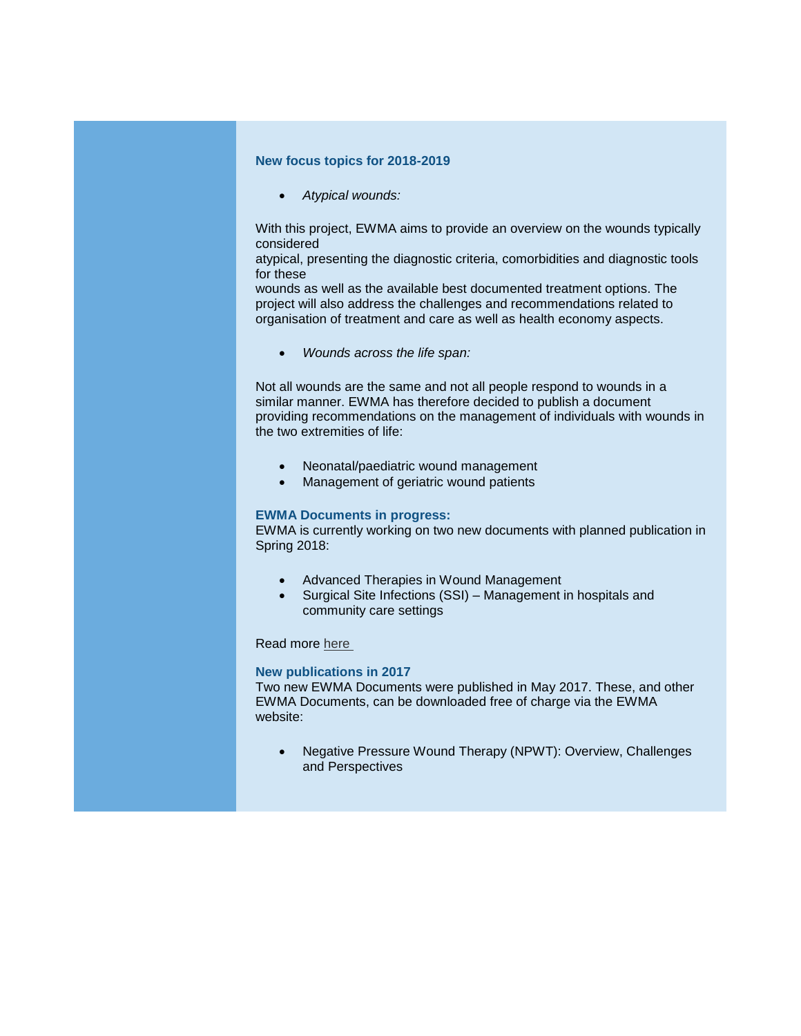### New focus topics for 2018-2019

- *Atypical wounds:*

With this project, EWMA aims to provide an overview on the wounds typically considered atypical, presenting the diagnostic criteria, comorbidities and diagnostic tools for these wounds as well as the available best documented treatment options. The project will also address the challenges and recommendations related to organisation of treatment and care as well as health economy aspects.

- *Wounds across the life span:*

Not all wounds are the same and not all people respond to wounds in a similar manner. EWMA has therefore decided to publish a document providing recommendations on the management of individuals with wounds in the two extremities of life:

- Neonatal/paediatric wound management
- Management of geriatric wound patients

### EWMA Documents in progress:

EWMA is currently working on two new documents with planned publication in Spring 2018:

- Advanced Therapies in Wound Management
- Surgical Site Infections (SSI) – Management in hospitals and community care settings

Read more here

### New publications in 2017

Two new EWMA Documents were published in May 2017. These, and other EWMA Documents, can be downloaded free of charge via the EWMA website:

- Negative Pressure Wound Therapy (NPWT): Overview, Challenges and Perspectives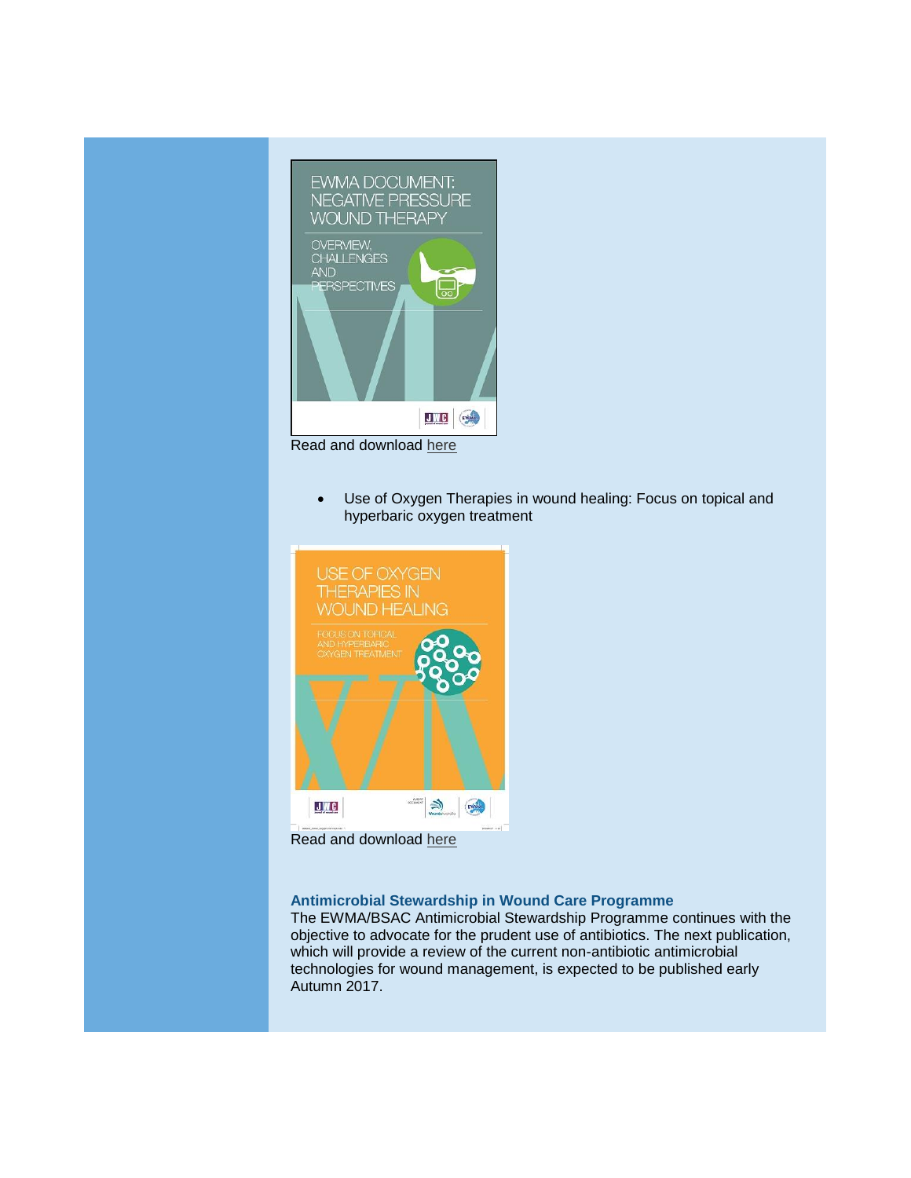Read and download here

- Use of Oxygen Therapies in wound healing: Focus on topical and hyperbaric oxygen treatment

Read and download here

### Antimicrobial Stewardship in Wound Care Programme

The EWMA/BSAC Antimicrobial Stewardship Programme continues with the objective to advocate for the prudent use of antibiotics. The next publication, which will provide a review of the current non-antibiotic antimicrobial technologies for wound management, is expected to be published early Autumn 2017.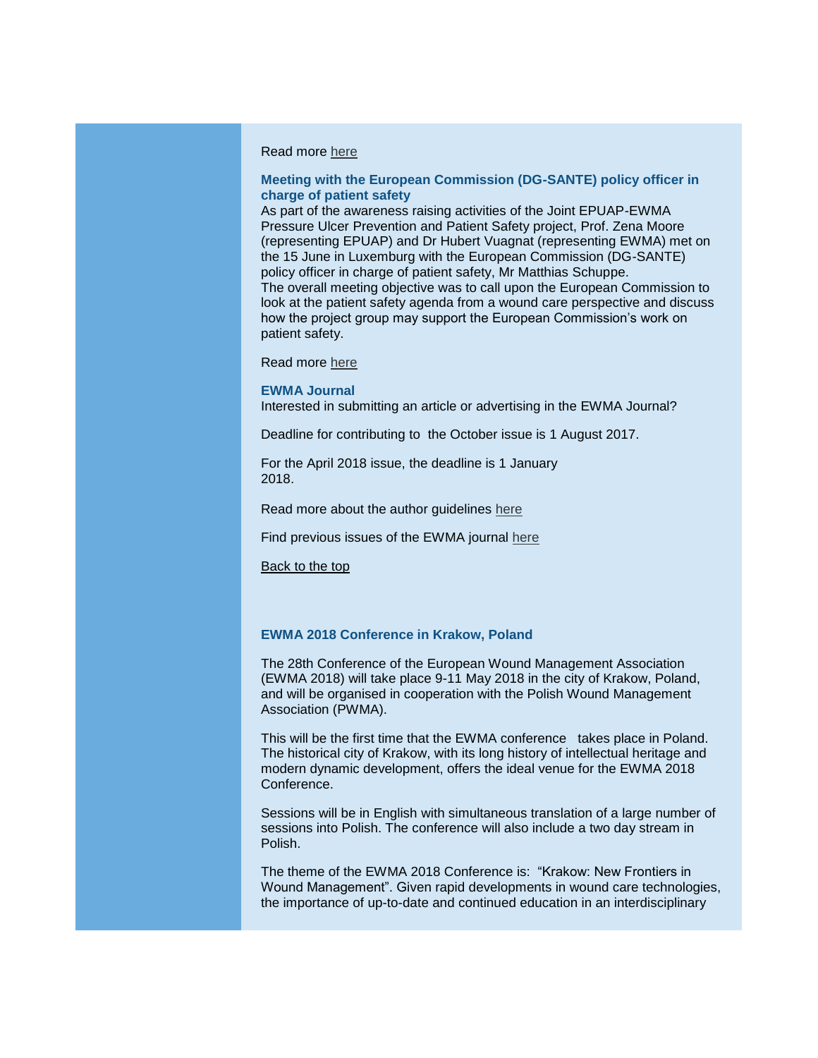Read more here

### Meeting with the European Commission (DG-SANTE) policy officer in charge of patient safety

As part of the awareness raising activities of the Joint EPUAP-EWMA Pressure Ulcer Prevention and Patient Safety project, Prof. Zena Moore (representing EPUAP) and Dr Hubert Vuagnat (representing EWMA) met on the 15 June in Luxemburg with the European Commission (DG-SANTE) policy officer in charge of patient safety, Mr Matthias Schuppe.
The overall meeting objective was to call upon the European Commission to look at the patient safety agenda from a wound care perspective and discuss how the project group may support the European Commission's work on patient safety.

Read more here

### EWMA Journal

Interested in submitting an article or advertising in the EWMA Journal?

Deadline for contributing to the October issue is 1 August 2017.

For the April 2018 issue, the deadline is 1 January 2018.

Read more about the author guidelines here

Find previous issues of the EWMA journal here

Back to the top

### EWMA 2018 Conference in Krakow, Poland

The 28th Conference of the European Wound Management Association (EWMA 2018) will take place 9-11 May 2018 in the city of Krakow, Poland, and will be organised in cooperation with the Polish Wound Management Association (PWMA).

This will be the first time that the EWMA conference takes place in Poland. The historical city of Krakow, with its long history of intellectual heritage and modern dynamic development, offers the ideal venue for the EWMA 2018 Conference.

Sessions will be in English with simultaneous translation of a large number of sessions into Polish. The conference will also include a two day stream in Polish.

The theme of the EWMA 2018 Conference is: "Krakow: New Frontiers in Wound Management". Given rapid developments in wound care technologies, the importance of up-to-date and continued education in an interdisciplinary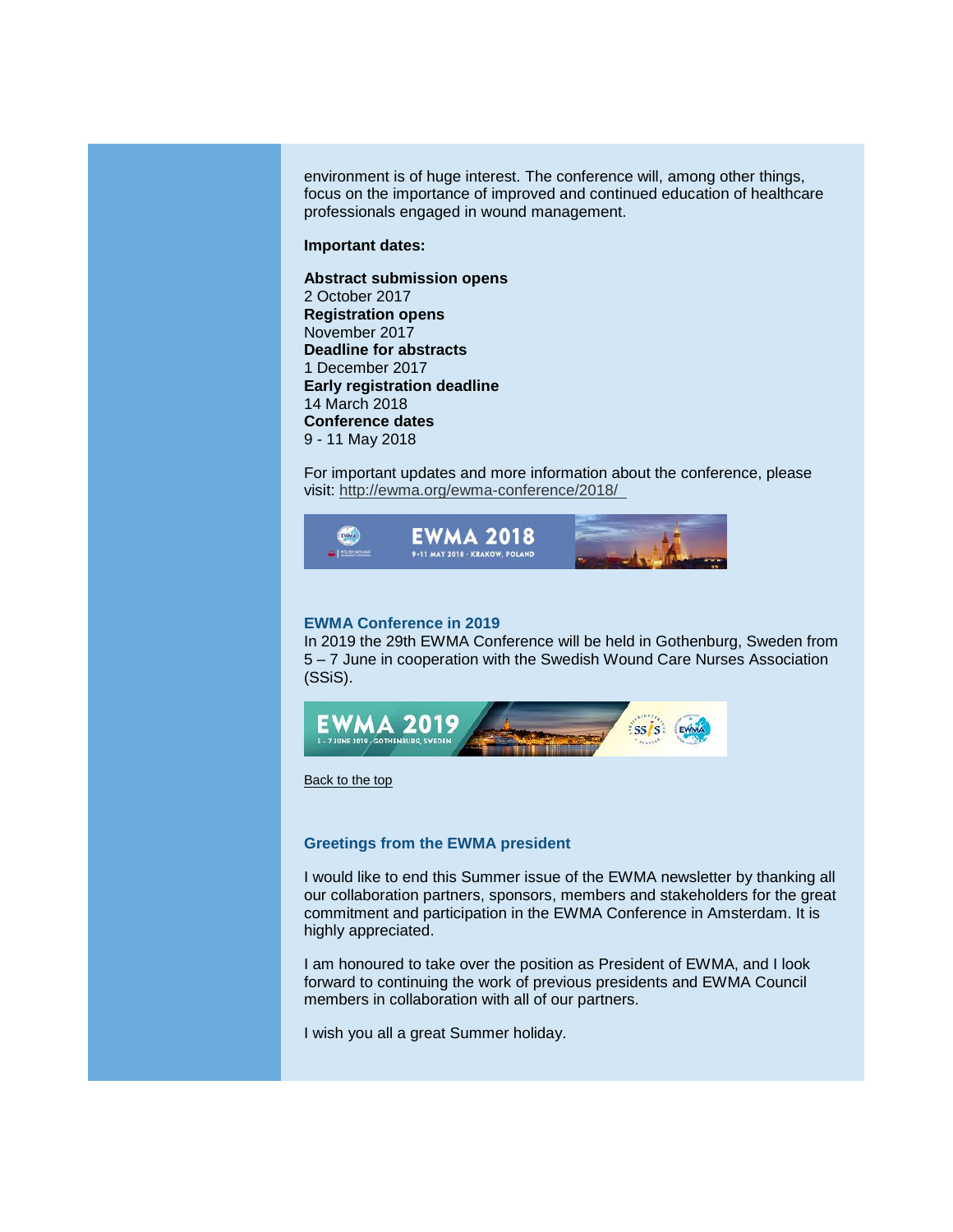environment is of huge interest. The conference will, among other things, focus on the importance of improved and continued education of healthcare professionals engaged in wound management.

**Important dates:**

**Abstract submission opens**
2 October 2017
**Registration opens**
November 2017
**Deadline for abstracts**
1 December 2017
**Early registration deadline**
14 March 2018
**Conference dates**
9 - 11 May 2018

For important updates and more information about the conference, please visit: http://ewma.org/ewma-conference/2018/

### EWMA Conference in 2019

In 2019 the 29th EWMA Conference will be held in Gothenburg, Sweden from 5 – 7 June in cooperation with the Swedish Wound Care Nurses Association (SSiS).

Back to the top

### Greetings from the EWMA president

I would like to end this Summer issue of the EWMA newsletter by thanking all our collaboration partners, sponsors, members and stakeholders for the great commitment and participation in the EWMA Conference in Amsterdam. It is highly appreciated.

I am honoured to take over the position as President of EWMA, and I look forward to continuing the work of previous presidents and EWMA Council members in collaboration with all of our partners.

I wish you all a great Summer holiday.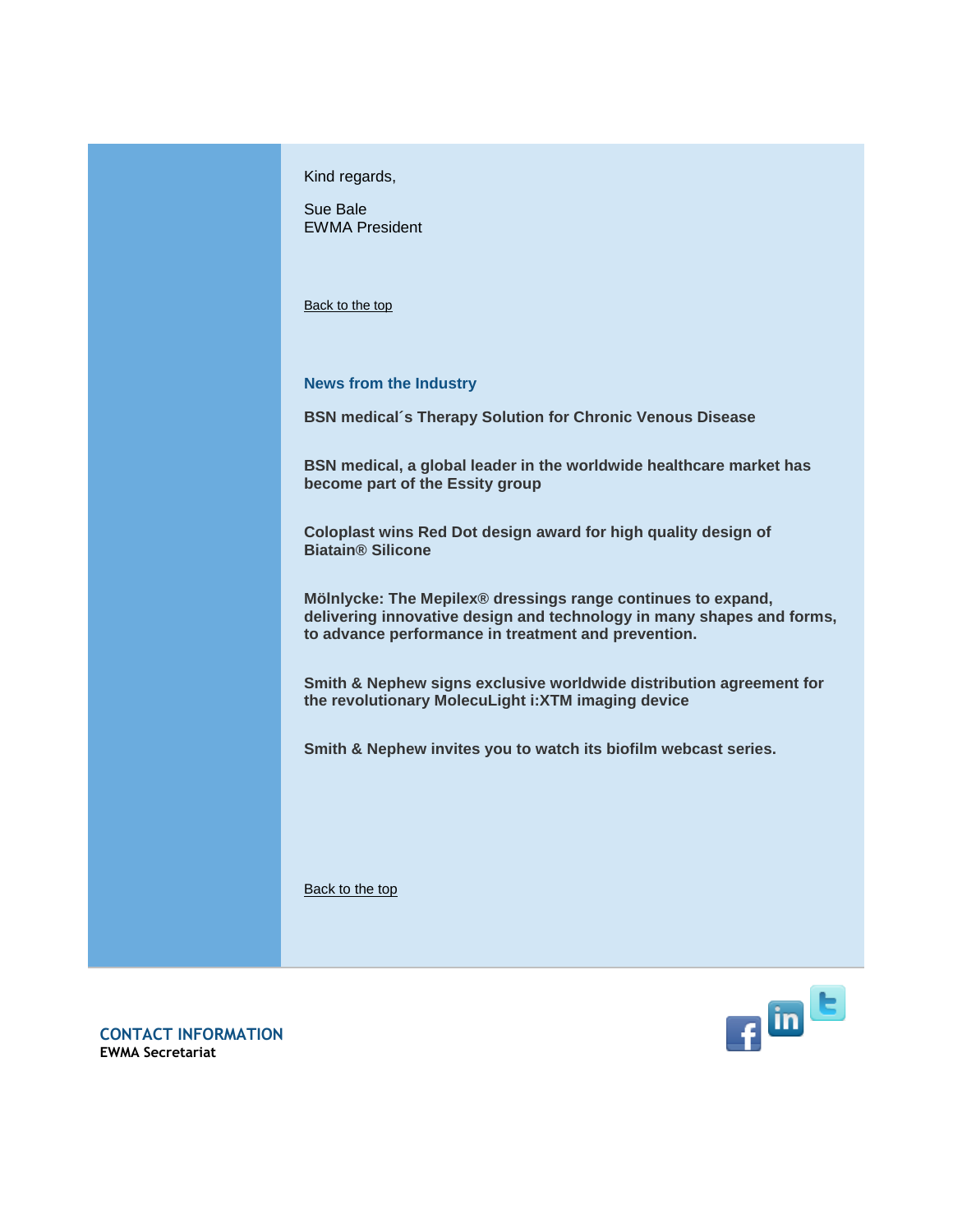Kind regards,

Sue Bale
EWMA President

Back to the top

### News from the Industry

**BSN medical´s Therapy Solution for Chronic Venous Disease**

**BSN medical, a global leader in the worldwide healthcare market has become part of the Essity group**

**Coloplast wins Red Dot design award for high quality design of Biatain® Silicone**

**Mölnlycke: The Mepilex® dressings range continues to expand, delivering innovative design and technology in many shapes and forms, to advance performance in treatment and prevention.**

**Smith & Nephew signs exclusive worldwide distribution agreement for the revolutionary MolecuLight i:XTM imaging device**

**Smith & Nephew invites you to watch its biofilm webcast series.**

Back to the top

**CONTACT INFORMATION**
**EWMA Secretariat**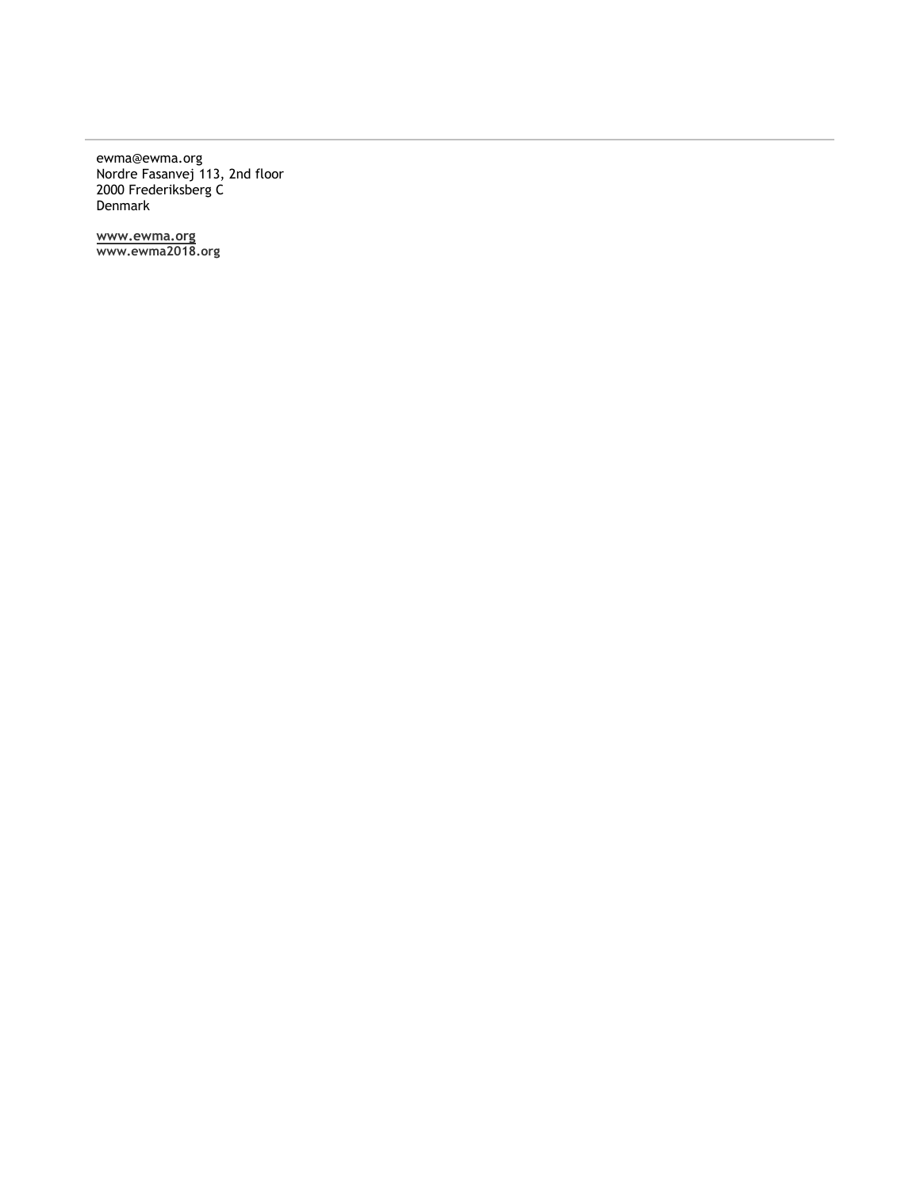ewma@ewma.org
Nordre Fasanvej 113, 2nd floor
2000 Frederiksberg C
Denmark

www.ewma.org
www.ewma2018.org